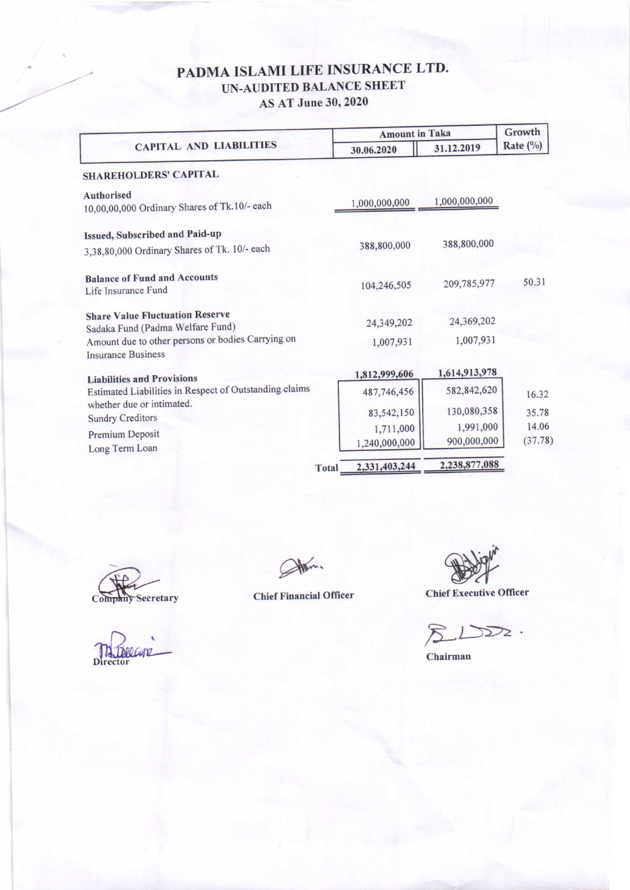# PADMA ISLAMI LIFE INSURANCE LTD.

## UN-AUDITED BALANCE SHEET

### AS AT June 30, 2020

| CAPITAL AND LIABILITIES | Amount in Taka | | Growth Rate (%) |
|---|---|---|---|
| | 30.06.2020 | 31.12.2019 | |
| **SHAREHOLDERS' CAPITAL** | | | |
| **Authorised** | | | |
| 10,00,00,000 Ordinary Shares of Tk.10/- each | 1,000,000,000 | 1,000,000,000 | |
| **Issued, Subscribed and Paid-up** | | | |
| 3,38,80,000 Ordinary Shares of Tk. 10/- each | 388,800,000 | 388,800,000 | |
| **Balance of Fund and Accounts** | | | |
| Life Insurance Fund | 104,246,505 | 209,785,977 | 50.31 |
| **Share Value Fluctuation Reserve** | | | |
| Sadaka Fund (Padma Welfare Fund) | 24,349,202 | 24,369,202 | |
| Amount due to other persons or bodies Carrying on Insurance Business | 1,007,931 | 1,007,931 | |
| **Liabilities and Provisions** | 1,812,999,606 | 1,614,913,978 | |
| Estimated Liabilities in Respect of Outstanding claims whether due or intimated. | 487,746,456 | 582,842,620 | 16.32 |
| Sundry Creditors | 83,542,150 | 130,080,358 | 35.78 |
| Premium Deposit | 1,711,000 | 1,991,000 | 14.06 |
| Long Term Loan | 1,240,000,000 | 900,000,000 | (37.78) |
| **Total** | 2,331,403,244 | 2,238,877,088 | |

Company Secretary | Chief Financial Officer | Chief Executive Officer

Director | Chairman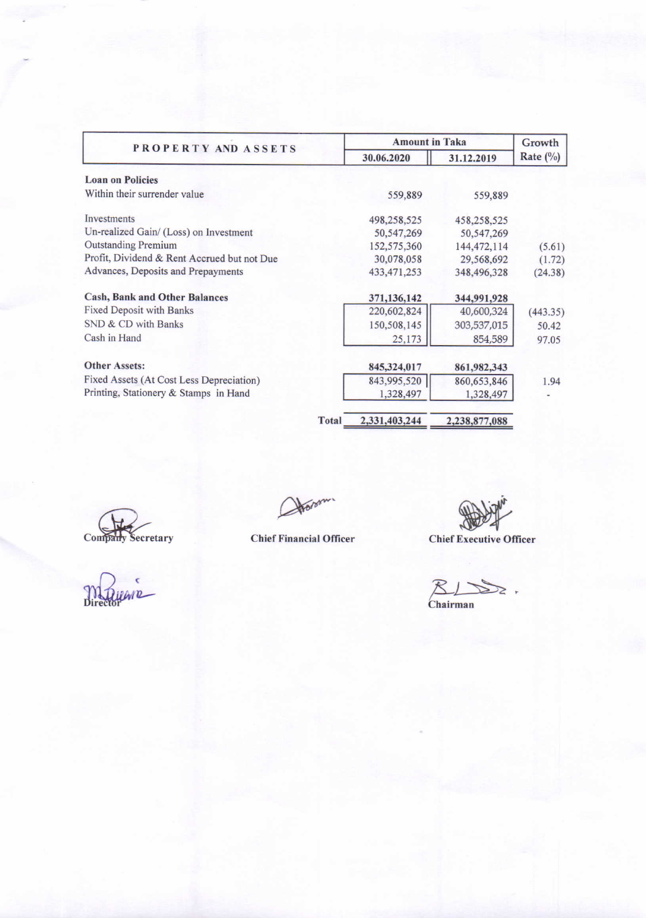| PROPERTY AND ASSETS | Amount in Taka | | Growth Rate (%) |
|---|---|---|---|
| | 30.06.2020 | 31.12.2019 | |
| **Loan on Policies** | | | |
| Within their surrender value | 559,889 | 559,889 | |
| Investments | 498,258,525 | 458,258,525 | |
| Un-realized Gain/ (Loss) on Investment | 50,547,269 | 50,547,269 | |
| Outstanding Premium | 152,575,360 | 144,472,114 | (5.61) |
| Profit, Dividend & Rent Accrued but not Due | 30,078,058 | 29,568,692 | (1.72) |
| Advances, Deposits and Prepayments | 433,471,253 | 348,496,328 | (24.38) |
| **Cash, Bank and Other Balances** | **371,136,142** | **344,991,928** | |
| Fixed Deposit with Banks | 220,602,824 | 40,600,324 | (443.35) |
| SND & CD with Banks | 150,508,145 | 303,537,015 | 50.42 |
| Cash in Hand | 25,173 | 854,589 | 97.05 |
| **Other Assets:** | **845,324,017** | **861,982,343** | |
| Fixed Assets (At Cost Less Depreciation) | 843,995,520 | 860,653,846 | 1.94 |
| Printing, Stationery & Stamps in Hand | 1,328,497 | 1,328,497 | - |
| **Total** | **2,331,403,244** | **2,238,877,088** | |

Company Secretary

Chief Financial Officer

Chief Executive Officer

Director

Chairman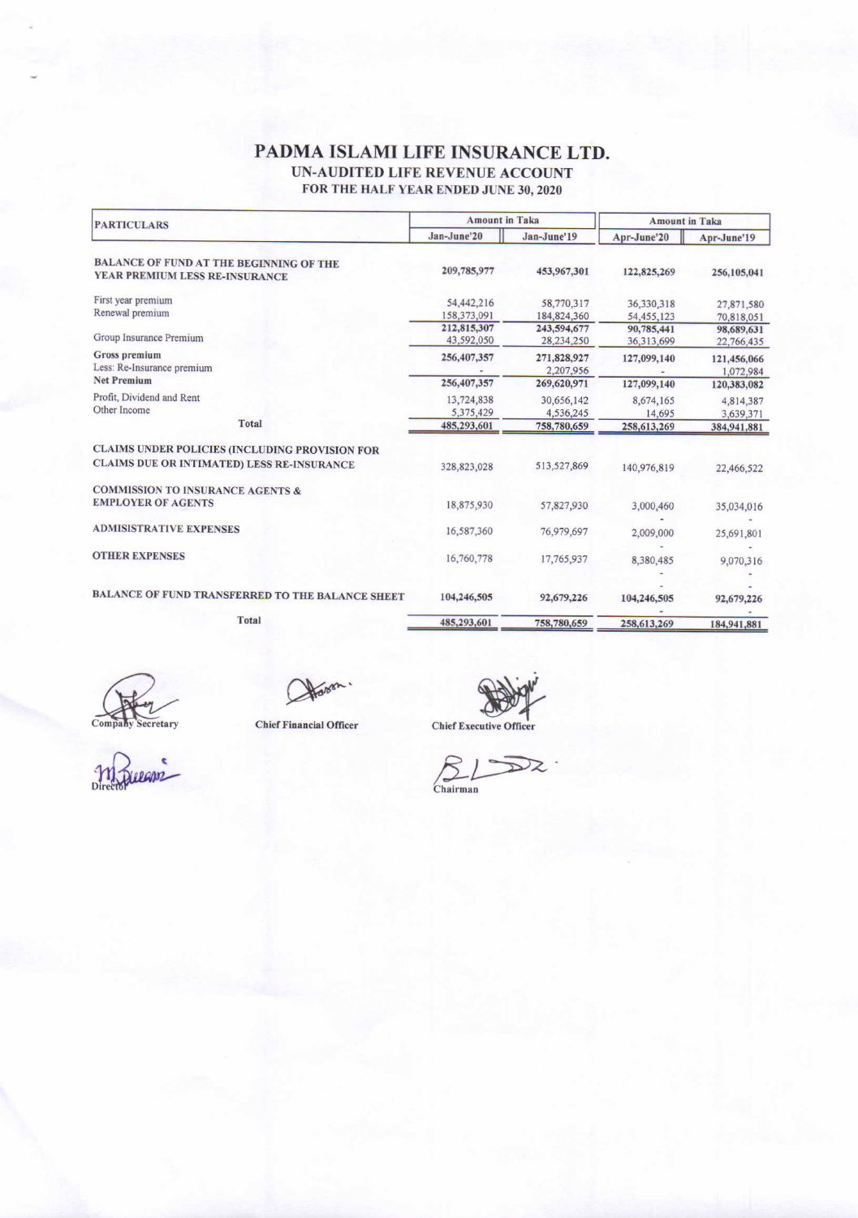# PADMA ISLAMI LIFE INSURANCE LTD.

## UN-AUDITED LIFE REVENUE ACCOUNT

### FOR THE HALF YEAR ENDED JUNE 30, 2020

| PARTICULARS | Amount in Taka | | Amount in Taka | |
|---|---|---|---|---|
| | Jan-June'20 | Jan-June'19 | Apr-June'20 | Apr-June'19 |
| **BALANCE OF FUND AT THE BEGINNING OF THE YEAR PREMIUM LESS RE-INSURANCE** | 209,785,977 | 453,967,301 | 122,825,269 | 256,105,041 |
| First year premium | 54,442,216 | 58,770,317 | 36,330,318 | 27,871,580 |
| Renewal premium | 158,373,091 | 184,824,360 | 54,455,123 | 70,818,051 |
| | 212,815,307 | 243,594,677 | 90,785,441 | 98,689,631 |
| Group Insurance Premium | 43,592,050 | 28,234,250 | 36,313,699 | 22,766,435 |
| **Gross premium** | 256,407,357 | 271,828,927 | 127,099,140 | 121,456,066 |
| Less: Re-Insurance premium | - | 2,207,956 | - | 1,072,984 |
| **Net Premium** | 256,407,357 | 269,620,971 | 127,099,140 | 120,383,082 |
| Profit, Dividend and Rent | 13,724,838 | 30,656,142 | 8,674,165 | 4,814,387 |
| Other Income | 5,375,429 | 4,536,245 | 14,695 | 3,639,371 |
| **Total** | 485,293,601 | 758,780,659 | 258,613,269 | 384,941,881 |
| **CLAIMS UNDER POLICIES (INCLUDING PROVISION FOR CLAIMS DUE OR INTIMATED) LESS RE-INSURANCE** | 328,823,028 | 513,527,869 | 140,976,819 | 22,466,522 |
| **COMMISSION TO INSURANCE AGENTS & EMPLOYER OF AGENTS** | 18,875,930 | 57,827,930 | 3,000,460 | 35,034,016 |
| **ADMISISTRATIVE EXPENSES** | 16,587,360 | 76,979,697 | 2,009,000 | 25,691,801 |
| **OTHER EXPENSES** | 16,760,778 | 17,765,937 | 8,380,485 | 9,070,316 |
| **BALANCE OF FUND TRANSFERRED TO THE BALANCE SHEET** | 104,246,505 | 92,679,226 | 104,246,505 | 92,679,226 |
| **Total** | 485,293,601 | 758,780,659 | 258,613,269 | 184,941,881 |

Company Secretary &nbsp;&nbsp;&nbsp;&nbsp; Chief Financial Officer &nbsp;&nbsp;&nbsp;&nbsp; Chief Executive Officer

Director &nbsp;&nbsp;&nbsp;&nbsp; Chairman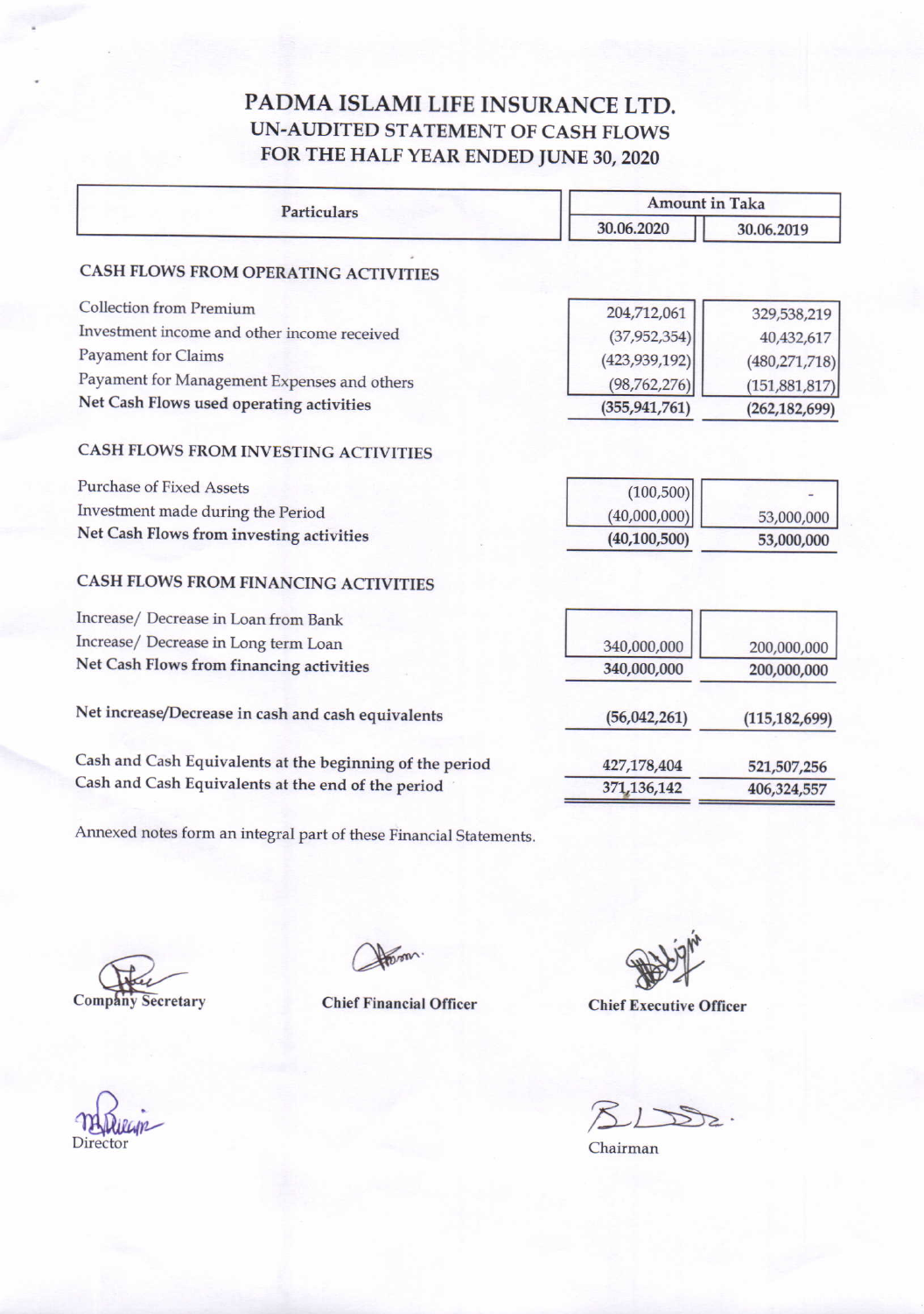# PADMA ISLAMI LIFE INSURANCE LTD.

## UN-AUDITED STATEMENT OF CASH FLOWS

## FOR THE HALF YEAR ENDED JUNE 30, 2020

| Particulars | Amount in Taka | |
|---|---|---|
| | 30.06.2020 | 30.06.2019 |
| **CASH FLOWS FROM OPERATING ACTIVITIES** | | |
| Collection from Premium | 204,712,061 | 329,538,219 |
| Investment income and other income received | (37,952,354) | 40,432,617 |
| Payament for Claims | (423,939,192) | (480,271,718) |
| Payament for Management Expenses and others | (98,762,276) | (151,881,817) |
| **Net Cash Flows used operating activities** | **(355,941,761)** | **(262,182,699)** |
| **CASH FLOWS FROM INVESTING ACTIVITIES** | | |
| Purchase of Fixed Assets | (100,500) | - |
| Investment made during the Period | (40,000,000) | 53,000,000 |
| **Net Cash Flows from investing activities** | **(40,100,500)** | **53,000,000** |
| **CASH FLOWS FROM FINANCING ACTIVITIES** | | |
| Increase/ Decrease in Loan from Bank | | |
| Increase/ Decrease in Long term Loan | 340,000,000 | 200,000,000 |
| **Net Cash Flows from financing activities** | **340,000,000** | **200,000,000** |
| **Net increase/Decrease in cash and cash equivalents** | **(56,042,261)** | **(115,182,699)** |
| Cash and Cash Equivalents at the beginning of the period | 427,178,404 | 521,507,256 |
| Cash and Cash Equivalents at the end of the period | 371,136,142 | 406,324,557 |

Annexed notes form an integral part of these Financial Statements.

Company Secretary | Chief Financial Officer | Chief Executive Officer

Director | Chairman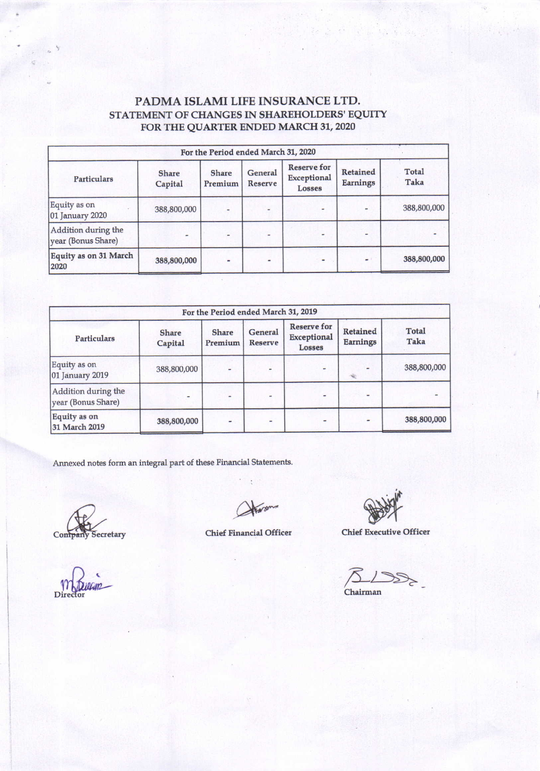# PADMA ISLAMI LIFE INSURANCE LTD.
## STATEMENT OF CHANGES IN SHAREHOLDERS' EQUITY
## FOR THE QUARTER ENDED MARCH 31, 2020

| For the Period ended March 31, 2020 | | | | | | |
|---|---|---|---|---|---|---|
| Particulars | Share Capital | Share Premium | General Reserve | Reserve for Exceptional Losses | Retained Earnings | Total Taka |
| Equity as on 01 January 2020 | 388,800,000 | - | - | - | - | 388,800,000 |
| Addition during the year (Bonus Share) | - | - | - | - | - | - |
| **Equity as on 31 March 2020** | 388,800,000 | - | - | - | - | **388,800,000** |

| For the Period ended March 31, 2019 | | | | | | |
|---|---|---|---|---|---|---|
| Particulars | Share Capital | Share Premium | General Reserve | Reserve for Exceptional Losses | Retained Earnings | Total Taka |
| Equity as on 01 January 2019 | 388,800,000 | - | - | - | - | 388,800,000 |
| Addition during the year (Bonus Share) | - | - | - | - | - | - |
| Equity as on 31 March 2019 | 388,800,000 | - | - | - | - | 388,800,000 |

Annexed notes form an integral part of these Financial Statements.

Company Secretary | Chief Financial Officer | Chief Executive Officer

Director | Chairman